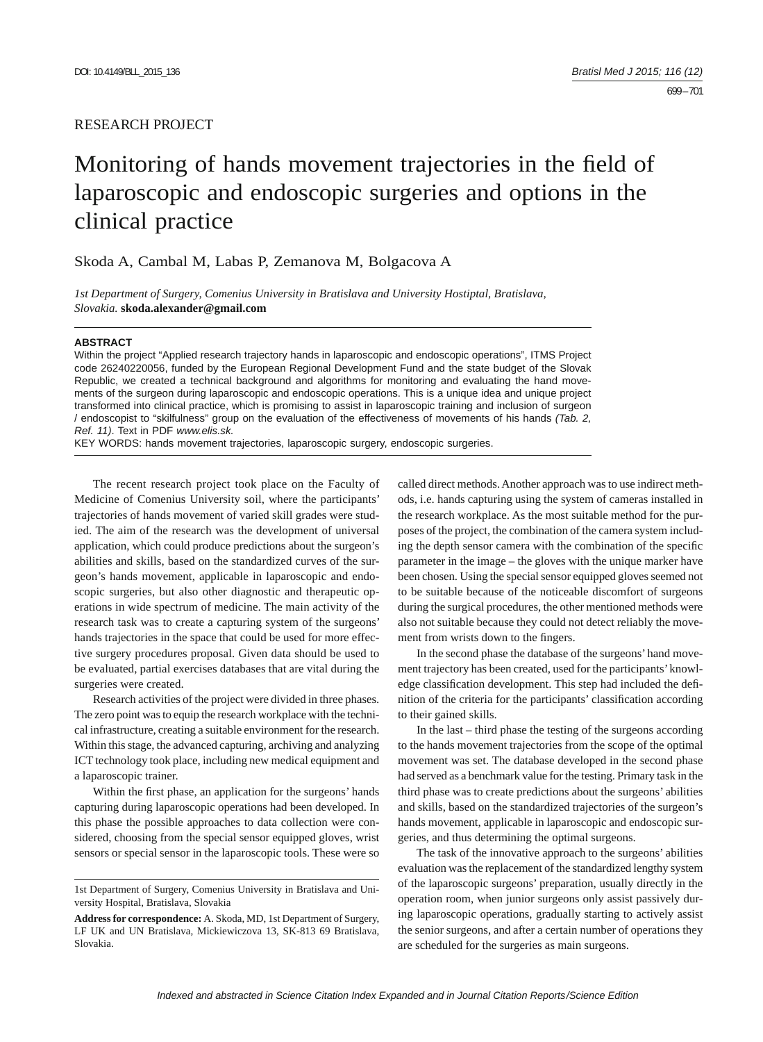RESEARCH PROJECT

# Monitoring of hands movement trajectories in the field of laparoscopic and endoscopic surgeries and options in the clinical practice

Skoda A, Cambal M, Labas P, Zemanova M, Bolgacova A

*1st Department of Surgery, Comenius University in Bratislava and University Hostiptal, Bratislava, Slovakia.* **skoda.alexander@gmail.com**

**ABSTRACT**

Within the project "Applied research trajectory hands in laparoscopic and endoscopic operations", ITMS Project code 26240220056, funded by the European Regional Development Fund and the state budget of the Slovak Republic, we created a technical background and algorithms for monitoring and evaluating the hand movements of the surgeon during laparoscopic and endoscopic operations. This is a unique idea and unique project transformed into clinical practice, which is promising to assist in laparoscopic training and inclusion of surgeon / endoscopist to "skilfulness" group on the evaluation of the effectiveness of movements of his hands *(Tab. 2, Ref. 11)*. Text in PDF *www.elis.sk.*

KEY WORDS: hands movement trajectories, laparoscopic surgery, endoscopic surgeries.

The recent research project took place on the Faculty of Medicine of Comenius University soil, where the participants' trajectories of hands movement of varied skill grades were studied. The aim of the research was the development of universal application, which could produce predictions about the surgeon's abilities and skills, based on the standardized curves of the surgeon's hands movement, applicable in laparoscopic and endoscopic surgeries, but also other diagnostic and therapeutic operations in wide spectrum of medicine. The main activity of the research task was to create a capturing system of the surgeons' hands trajectories in the space that could be used for more effective surgery procedures proposal. Given data should be used to be evaluated, partial exercises databases that are vital during the surgeries were created.

Research activities of the project were divided in three phases. The zero point was to equip the research workplace with the technical infrastructure, creating a suitable environment for the research. Within this stage, the advanced capturing, archiving and analyzing ICT technology took place, including new medical equipment and a laparoscopic trainer.

Within the first phase, an application for the surgeons' hands capturing during laparoscopic operations had been developed. In this phase the possible approaches to data collection were considered, choosing from the special sensor equipped gloves, wrist sensors or special sensor in the laparoscopic tools. These were so called direct methods. Another approach was to use indirect methods, i.e. hands capturing using the system of cameras installed in the research workplace. As the most suitable method for the purposes of the project, the combination of the camera system including the depth sensor camera with the combination of the specific parameter in the image – the gloves with the unique marker have been chosen. Using the special sensor equipped gloves seemed not to be suitable because of the noticeable discomfort of surgeons during the surgical procedures, the other mentioned methods were also not suitable because they could not detect reliably the movement from wrists down to the fingers.

In the second phase the database of the surgeons' hand movement trajectory has been created, used for the participants' knowledge classification development. This step had included the definition of the criteria for the participants' classification according to their gained skills.

In the last – third phase the testing of the surgeons according to the hands movement trajectories from the scope of the optimal movement was set. The database developed in the second phase had served as a benchmark value for the testing. Primary task in the third phase was to create predictions about the surgeons' abilities and skills, based on the standardized trajectories of the surgeon's hands movement, applicable in laparoscopic and endoscopic surgeries, and thus determining the optimal surgeons.

The task of the innovative approach to the surgeons' abilities evaluation was the replacement of the standardized lengthy system of the laparoscopic surgeons' preparation, usually directly in the operation room, when junior surgeons only assist passively during laparoscopic operations, gradually starting to actively assist the senior surgeons, and after a certain number of operations they are scheduled for the surgeries as main surgeons.

---

1st Department of Surgery, Comenius University in Bratislava and University Hospital, Bratislava, Slovakia

**Address for correspondence:** A. Skoda, MD, 1st Department of Surgery, LF UK and UN Bratislava, Mickiewiczova 13, SK-813 69 Bratislava, Slovakia.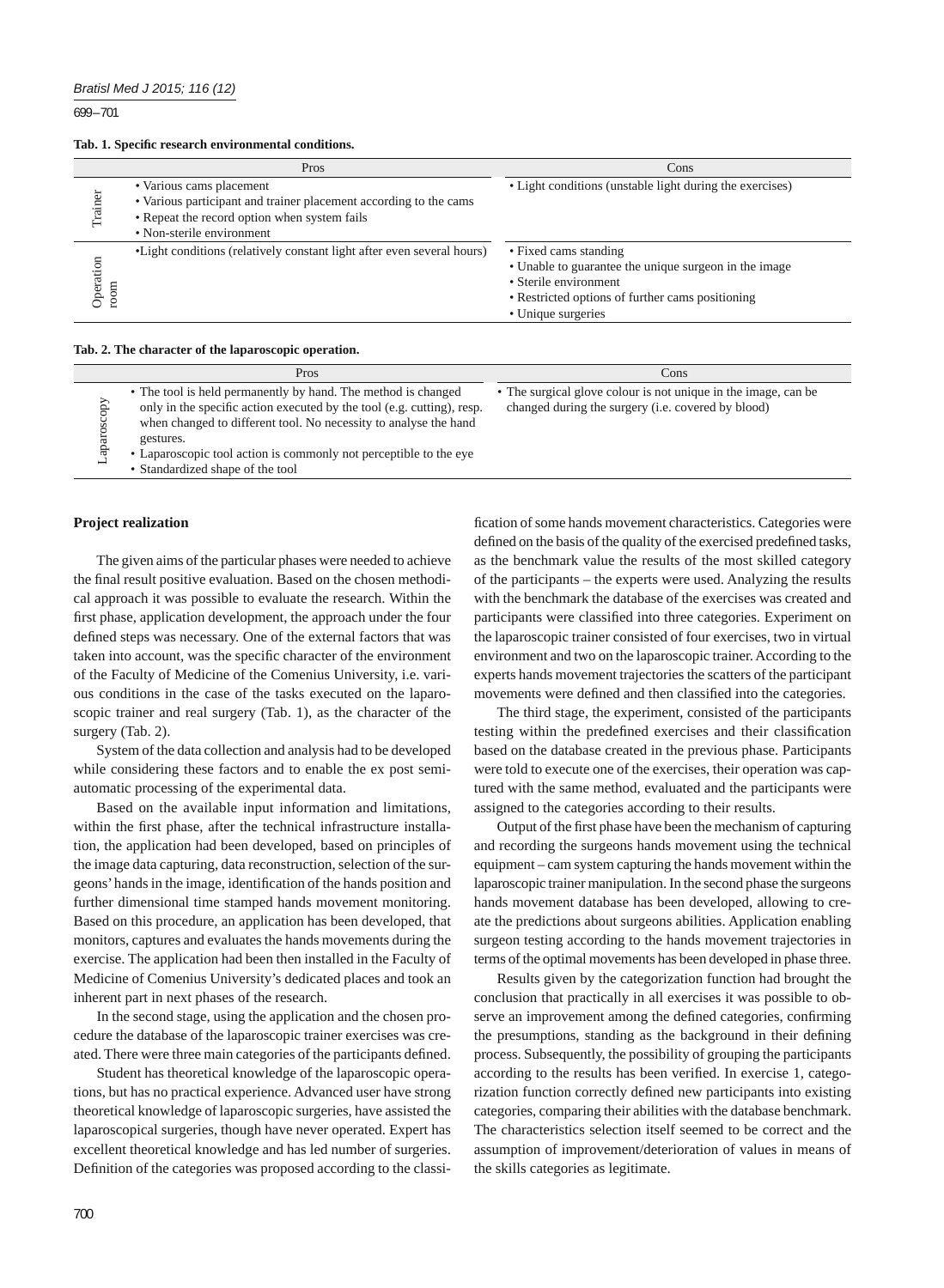**Tab. 1. Specific research environmental conditions.**

| | Pros | Cons |
|---|---|---|
| Trainer | • Various cams placement<br>• Various participant and trainer placement according to the cams<br>• Repeat the record option when system fails<br>• Non-sterile environment | • Light conditions (unstable light during the exercises) |
| Operation room | •Light conditions (relatively constant light after even several hours) | • Fixed cams standing<br>• Unable to guarantee the unique surgeon in the image<br>• Sterile environment<br>• Restricted options of further cams positioning<br>• Unique surgeries |

**Tab. 2. The character of the laparoscopic operation.**

| | Pros | Cons |
|---|---|---|
| Laparoscopy | • The tool is held permanently by hand. The method is changed only in the specific action executed by the tool (e.g. cutting), resp. when changed to different tool. No necessity to analyse the hand gestures.<br>• Laparoscopic tool action is commonly not perceptible to the eye<br>• Standardized shape of the tool | • The surgical glove colour is not unique in the image, can be changed during the surgery (i.e. covered by blood) |

### Project realization

The given aims of the particular phases were needed to achieve the final result positive evaluation. Based on the chosen methodical approach it was possible to evaluate the research. Within the first phase, application development, the approach under the four defined steps was necessary. One of the external factors that was taken into account, was the specific character of the environment of the Faculty of Medicine of the Comenius University, i.e. various conditions in the case of the tasks executed on the laparoscopic trainer and real surgery (Tab. 1), as the character of the surgery (Tab. 2).

System of the data collection and analysis had to be developed while considering these factors and to enable the ex post semi-automatic processing of the experimental data.

Based on the available input information and limitations, within the first phase, after the technical infrastructure installation, the application had been developed, based on principles of the image data capturing, data reconstruction, selection of the surgeons' hands in the image, identification of the hands position and further dimensional time stamped hands movement monitoring. Based on this procedure, an application has been developed, that monitors, captures and evaluates the hands movements during the exercise. The application had been then installed in the Faculty of Medicine of Comenius University's dedicated places and took an inherent part in next phases of the research.

In the second stage, using the application and the chosen procedure the database of the laparoscopic trainer exercises was created. There were three main categories of the participants defined.

Student has theoretical knowledge of the laparoscopic operations, but has no practical experience. Advanced user have strong theoretical knowledge of laparoscopic surgeries, have assisted the laparoscopical surgeries, though have never operated. Expert has excellent theoretical knowledge and has led number of surgeries. Definition of the categories was proposed according to the classification of some hands movement characteristics. Categories were defined on the basis of the quality of the exercised predefined tasks, as the benchmark value the results of the most skilled category of the participants – the experts were used. Analyzing the results with the benchmark the database of the exercises was created and participants were classified into three categories. Experiment on the laparoscopic trainer consisted of four exercises, two in virtual environment and two on the laparoscopic trainer. According to the experts hands movement trajectories the scatters of the participant movements were defined and then classified into the categories.

The third stage, the experiment, consisted of the participants testing within the predefined exercises and their classification based on the database created in the previous phase. Participants were told to execute one of the exercises, their operation was captured with the same method, evaluated and the participants were assigned to the categories according to their results.

Output of the first phase have been the mechanism of capturing and recording the surgeons hands movement using the technical equipment – cam system capturing the hands movement within the laparoscopic trainer manipulation. In the second phase the surgeons hands movement database has been developed, allowing to create the predictions about surgeons abilities. Application enabling surgeon testing according to the hands movement trajectories in terms of the optimal movements has been developed in phase three.

Results given by the categorization function had brought the conclusion that practically in all exercises it was possible to observe an improvement among the defined categories, confirming the presumptions, standing as the background in their defining process. Subsequently, the possibility of grouping the participants according to the results has been verified. In exercise 1, categorization function correctly defined new participants into existing categories, comparing their abilities with the database benchmark. The characteristics selection itself seemed to be correct and the assumption of improvement/deterioration of values in means of the skills categories as legitimate.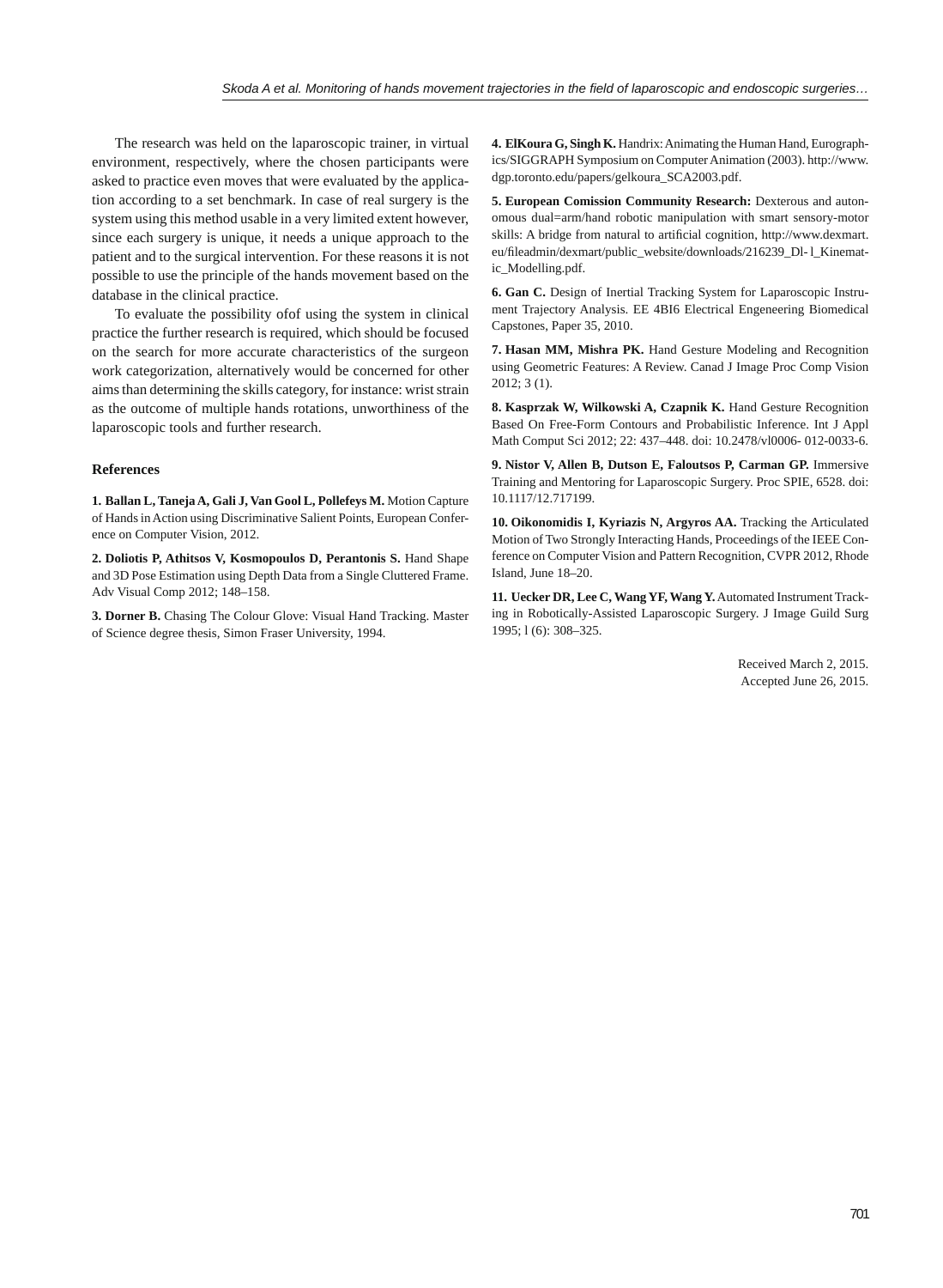The research was held on the laparoscopic trainer, in virtual environment, respectively, where the chosen participants were asked to practice even moves that were evaluated by the application according to a set benchmark. In case of real surgery is the system using this method usable in a very limited extent however, since each surgery is unique, it needs a unique approach to the patient and to the surgical intervention. For these reasons it is not possible to use the principle of the hands movement based on the database in the clinical practice.

To evaluate the possibility ofof using the system in clinical practice the further research is required, which should be focused on the search for more accurate characteristics of the surgeon work categorization, alternatively would be concerned for other aims than determining the skills category, for instance: wrist strain as the outcome of multiple hands rotations, unworthiness of the laparoscopic tools and further research.

## References

**1. Ballan L, Taneja A, Gali J, Van Gool L, Pollefeys M.** Motion Capture of Hands in Action using Discriminative Salient Points, European Conference on Computer Vision, 2012.

**2. Doliotis P, Athitsos V, Kosmopoulos D, Perantonis S.** Hand Shape and 3D Pose Estimation using Depth Data from a Single Cluttered Frame. Adv Visual Comp 2012; 148–158.

**3. Dorner B.** Chasing The Colour Glove: Visual Hand Tracking. Master of Science degree thesis, Simon Fraser University, 1994.

**4. ElKoura G, Singh K.** Handrix: Animating the Human Hand, Eurographics/SIGGRAPH Symposium on Computer Animation (2003). http://www.dgp.toronto.edu/papers/gelkoura_SCA2003.pdf.

**5. European Comission Community Research:** Dexterous and autonomous dual=arm/hand robotic manipulation with smart sensory-motor skills: A bridge from natural to artificial cognition, http://www.dexmart.eu/fileadmin/dexmart/public_website/downloads/216239_Dl- l_Kinematic_Modelling.pdf.

**6. Gan C.** Design of Inertial Tracking System for Laparoscopic Instrument Trajectory Analysis. EE 4BI6 Electrical Engeneering Biomedical Capstones, Paper 35, 2010.

**7. Hasan MM, Mishra PK.** Hand Gesture Modeling and Recognition using Geometric Features: A Review. Canad J Image Proc Comp Vision 2012; 3 (1).

**8. Kasprzak W, Wilkowski A, Czapnik K.** Hand Gesture Recognition Based On Free-Form Contours and Probabilistic Inference. Int J Appl Math Comput Sci 2012; 22: 437–448. doi: 10.2478/vl0006- 012-0033-6.

**9. Nistor V, Allen B, Dutson E, Faloutsos P, Carman GP.** Immersive Training and Mentoring for Laparoscopic Surgery. Proc SPIE, 6528. doi: 10.1117/12.717199.

**10. Oikonomidis I, Kyriazis N, Argyros AA.** Tracking the Articulated Motion of Two Strongly Interacting Hands, Proceedings of the IEEE Conference on Computer Vision and Pattern Recognition, CVPR 2012, Rhode Island, June 18–20.

**11. Uecker DR, Lee C, Wang YF, Wang Y.** Automated Instrument Tracking in Robotically-Assisted Laparoscopic Surgery. J Image Guild Surg 1995; l (6): 308–325.

Received March 2, 2015.
Accepted June 26, 2015.